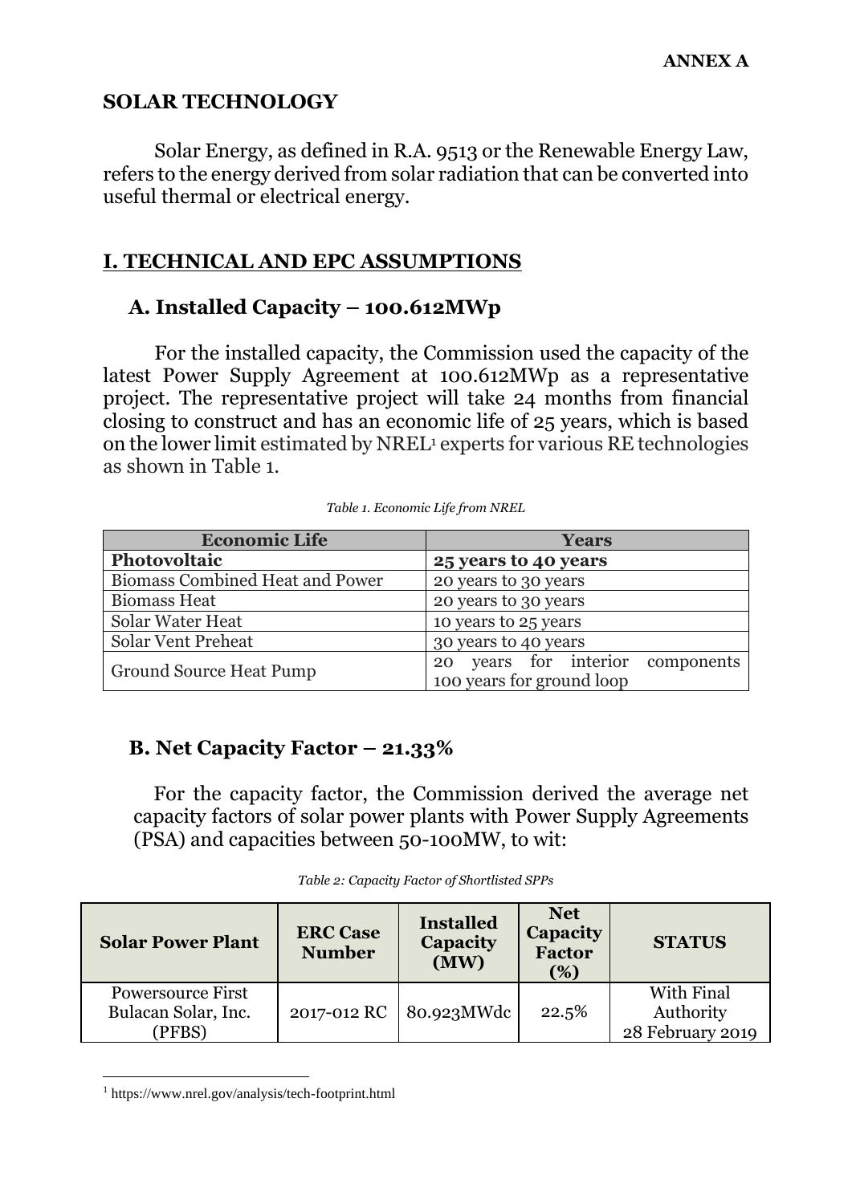**ANNEX A**

## SOLAR TECHNOLOGY

Solar Energy, as defined in R.A. 9513 or the Renewable Energy Law, refers to the energy derived from solar radiation that can be converted into useful thermal or electrical energy.

## I. TECHNICAL AND EPC ASSUMPTIONS

### A. Installed Capacity – 100.612MWp

For the installed capacity, the Commission used the capacity of the latest Power Supply Agreement at 100.612MWp as a representative project. The representative project will take 24 months from financial closing to construct and has an economic life of 25 years, which is based on the lower limit estimated by NREL[1] experts for various RE technologies as shown in Table 1.

*Table 1. Economic Life from NREL*

| Economic Life | Years |
|---|---|
| **Photovoltaic** | **25 years to 40 years** |
| Biomass Combined Heat and Power | 20 years to 30 years |
| Biomass Heat | 20 years to 30 years |
| Solar Water Heat | 10 years to 25 years |
| Solar Vent Preheat | 30 years to 40 years |
| Ground Source Heat Pump | 20 years for interior components 100 years for ground loop |

### B. Net Capacity Factor – 21.33%

For the capacity factor, the Commission derived the average net capacity factors of solar power plants with Power Supply Agreements (PSA) and capacities between 50-100MW, to wit:

*Table 2: Capacity Factor of Shortlisted SPPs*

| Solar Power Plant | ERC Case Number | Installed Capacity (MW) | Net Capacity Factor (%) | STATUS |
|---|---|---|---|---|
| Powersource First Bulacan Solar, Inc. (PFBS) | 2017-012 RC | 80.923MWdc | 22.5% | With Final Authority 28 February 2019 |

[1] https://www.nrel.gov/analysis/tech-footprint.html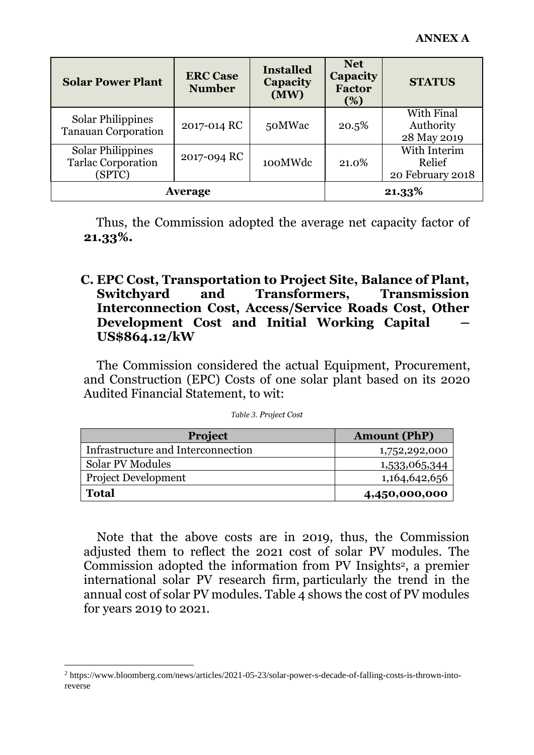**ANNEX A**

| Solar Power Plant | ERC Case Number | Installed Capacity (MW) | Net Capacity Factor (%) | STATUS |
|---|---|---|---|---|
| Solar Philippines Tanauan Corporation | 2017-014 RC | 50MWac | 20.5% | With Final Authority 28 May 2019 |
| Solar Philippines Tarlac Corporation (SPTC) | 2017-094 RC | 100MWdc | 21.0% | With Interim Relief 20 February 2018 |
| **Average** | | | **21.33%** | |

Thus, the Commission adopted the average net capacity factor of **21.33%.**

### C. EPC Cost, Transportation to Project Site, Balance of Plant, Switchyard and Transformers, Transmission Interconnection Cost, Access/Service Roads Cost, Other Development Cost and Initial Working Capital – US$864.12/kW

The Commission considered the actual Equipment, Procurement, and Construction (EPC) Costs of one solar plant based on its 2020 Audited Financial Statement, to wit:

*Table 3. Project Cost*

| Project | Amount (PhP) |
|---|---:|
| Infrastructure and Interconnection | 1,752,292,000 |
| Solar PV Modules | 1,533,065,344 |
| Project Development | 1,164,642,656 |
| **Total** | **4,450,000,000** |

Note that the above costs are in 2019, thus, the Commission adjusted them to reflect the 2021 cost of solar PV modules. The Commission adopted the information from PV Insights[2], a premier international solar PV research firm, particularly the trend in the annual cost of solar PV modules. Table 4 shows the cost of PV modules for years 2019 to 2021.

[2] https://www.bloomberg.com/news/articles/2021-05-23/solar-power-s-decade-of-falling-costs-is-thrown-into-reverse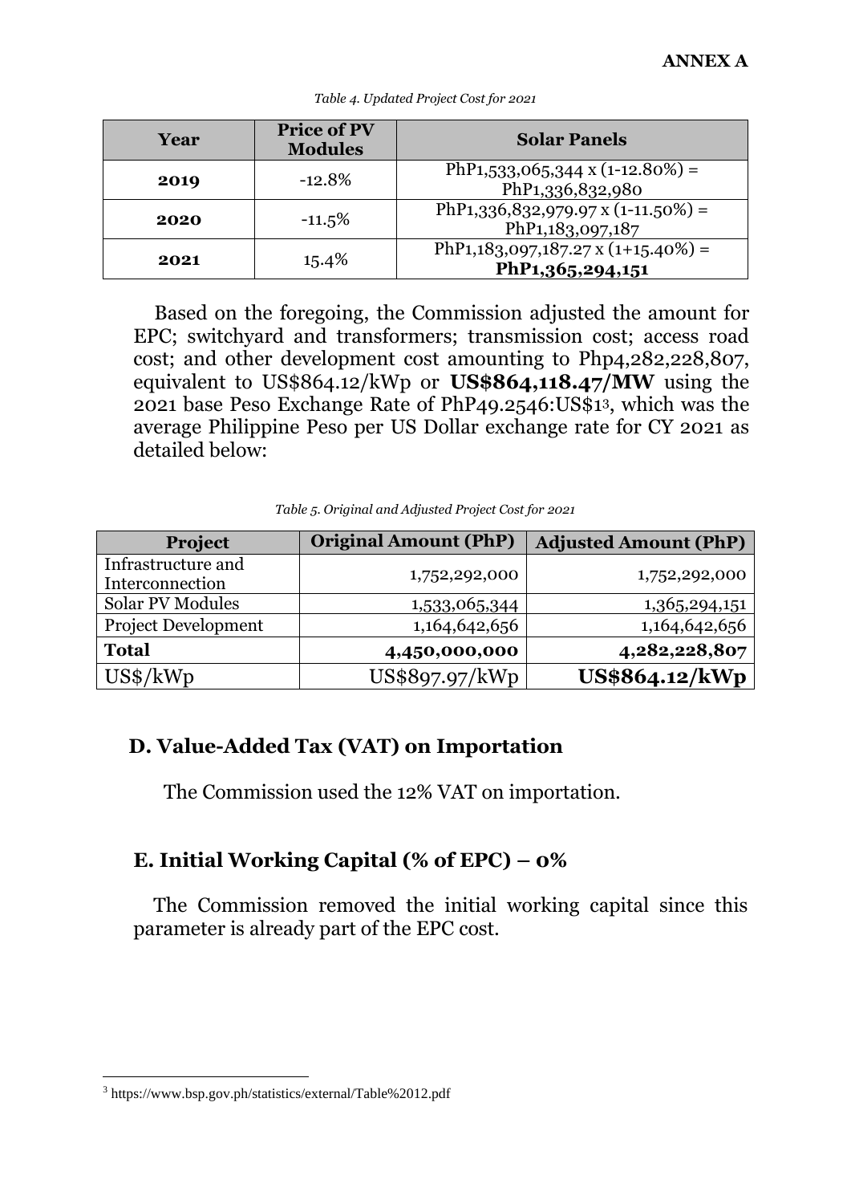**ANNEX A**

*Table 4. Updated Project Cost for 2021*

| Year | Price of PV Modules | Solar Panels |
|---|---|---|
| **2019** | -12.8% | PhP1,533,065,344 x (1-12.80%) = PhP1,336,832,980 |
| **2020** | -11.5% | PhP1,336,832,979.97 x (1-11.50%) = PhP1,183,097,187 |
| **2021** | 15.4% | PhP1,183,097,187.27 x (1+15.40%) = **PhP1,365,294,151** |

Based on the foregoing, the Commission adjusted the amount for EPC; switchyard and transformers; transmission cost; access road cost; and other development cost amounting to Php4,282,228,807, equivalent to US$864.12/kWp or **US$864,118.47/MW** using the 2021 base Peso Exchange Rate of PhP49.2546:US$1[3], which was the average Philippine Peso per US Dollar exchange rate for CY 2021 as detailed below:

*Table 5. Original and Adjusted Project Cost for 2021*

| Project | Original Amount (PhP) | Adjusted Amount (PhP) |
|---|---|---|
| Infrastructure and Interconnection | 1,752,292,000 | 1,752,292,000 |
| Solar PV Modules | 1,533,065,344 | 1,365,294,151 |
| Project Development | 1,164,642,656 | 1,164,642,656 |
| **Total** | **4,450,000,000** | **4,282,228,807** |
| US$/kWp | US$897.97/kWp | **US$864.12/kWp** |

## D. Value-Added Tax (VAT) on Importation

The Commission used the 12% VAT on importation.

## E. Initial Working Capital (% of EPC) – 0%

The Commission removed the initial working capital since this parameter is already part of the EPC cost.

[3] https://www.bsp.gov.ph/statistics/external/Table%2012.pdf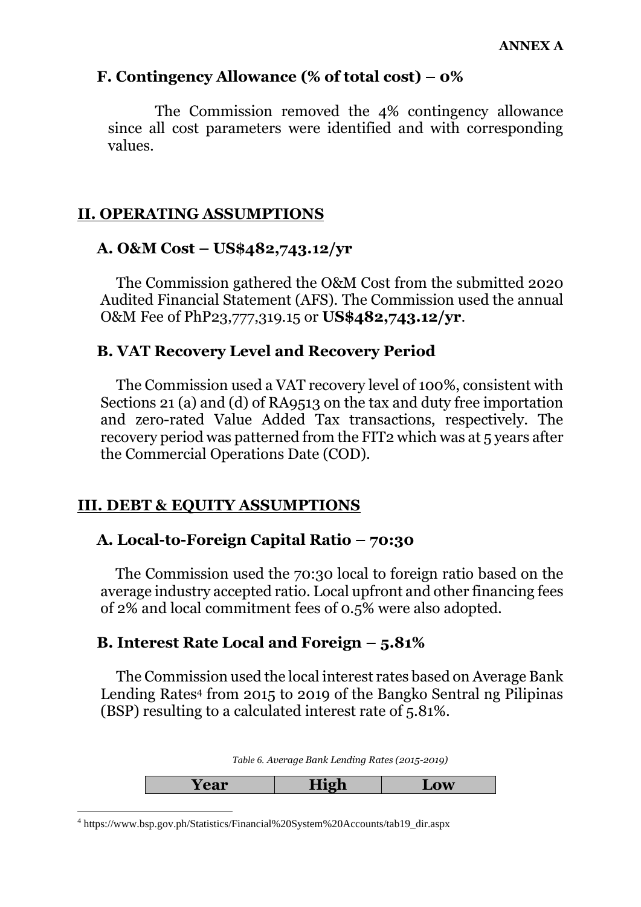**ANNEX A**

### F. Contingency Allowance (% of total cost) – 0%

The Commission removed the 4% contingency allowance since all cost parameters were identified and with corresponding values.

## II. OPERATING ASSUMPTIONS

### A. O&M Cost – US$482,743.12/yr

The Commission gathered the O&M Cost from the submitted 2020 Audited Financial Statement (AFS). The Commission used the annual O&M Fee of PhP23,777,319.15 or **US$482,743.12/yr**.

### B. VAT Recovery Level and Recovery Period

The Commission used a VAT recovery level of 100%, consistent with Sections 21 (a) and (d) of RA9513 on the tax and duty free importation and zero-rated Value Added Tax transactions, respectively. The recovery period was patterned from the FIT2 which was at 5 years after the Commercial Operations Date (COD).

## III. DEBT & EQUITY ASSUMPTIONS

### A. Local-to-Foreign Capital Ratio – 70:30

The Commission used the 70:30 local to foreign ratio based on the average industry accepted ratio. Local upfront and other financing fees of 2% and local commitment fees of 0.5% were also adopted.

### B. Interest Rate Local and Foreign – 5.81%

The Commission used the local interest rates based on Average Bank Lending Rates[4] from 2015 to 2019 of the Bangko Sentral ng Pilipinas (BSP) resulting to a calculated interest rate of 5.81%.

*Table 6. Average Bank Lending Rates (2015-2019)*

| Year | High | Low |
|---|---|---|

[4] https://www.bsp.gov.ph/Statistics/Financial%20System%20Accounts/tab19_dir.aspx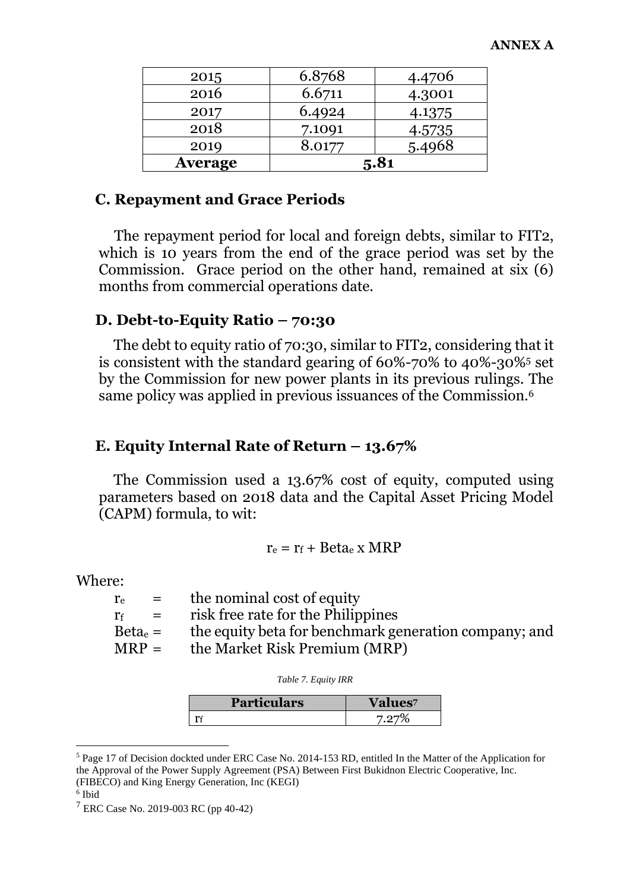| 2015 | 6.8768 | 4.4706 |
|---|---|---|
| 2016 | 6.6711 | 4.3001 |
| 2017 | 6.4924 | 4.1375 |
| 2018 | 7.1091 | 4.5735 |
| 2019 | 8.0177 | 5.4968 |
| **Average** | **5.81** | |

## C. Repayment and Grace Periods

The repayment period for local and foreign debts, similar to FIT2, which is 10 years from the end of the grace period was set by the Commission. Grace period on the other hand, remained at six (6) months from commercial operations date.

## D. Debt-to-Equity Ratio – 70:30

The debt to equity ratio of 70:30, similar to FIT2, considering that it is consistent with the standard gearing of 60%-70% to 40%-30%[5] set by the Commission for new power plants in its previous rulings. The same policy was applied in previous issuances of the Commission.[6]

## E. Equity Internal Rate of Return – 13.67%

The Commission used a 13.67% cost of equity, computed using parameters based on 2018 data and the Capital Asset Pricing Model (CAPM) formula, to wit:

$$r_e = r_f + Beta_e \times MRP$$

Where:

- $r_e$ = the nominal cost of equity
- $r_f$ = risk free rate for the Philippines
- $Beta_e$ = the equity beta for benchmark generation company; and
- MRP = the Market Risk Premium (MRP)

*Table 7. Equity IRR*

| Particulars | Values[7] |
|---|---|
| $r_f$ | 7.27% |

---

[5] Page 17 of Decision dockted under ERC Case No. 2014-153 RD, entitled In the Matter of the Application for the Approval of the Power Supply Agreement (PSA) Between First Bukidnon Electric Cooperative, Inc. (FIBECO) and King Energy Generation, Inc (KEGI)

[6] Ibid

[7] ERC Case No. 2019-003 RC (pp 40-42)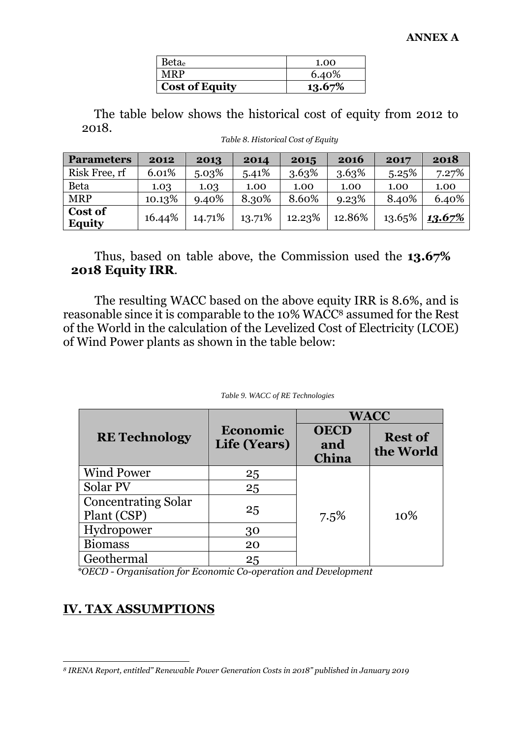| Beta$_e$ | 1.00 |
| --- | --- |
| MRP | 6.40% |
| **Cost of Equity** | **13.67%** |

The table below shows the historical cost of equity from 2012 to 2018.

*Table 8. Historical Cost of Equity*

| Parameters | 2012 | 2013 | 2014 | 2015 | 2016 | 2017 | 2018 |
| --- | --- | --- | --- | --- | --- | --- | --- |
| Risk Free, rf | 6.01% | 5.03% | 5.41% | 3.63% | 3.63% | 5.25% | 7.27% |
| Beta | 1.03 | 1.03 | 1.00 | 1.00 | 1.00 | 1.00 | 1.00 |
| MRP | 10.13% | 9.40% | 8.30% | 8.60% | 9.23% | 8.40% | 6.40% |
| **Cost of Equity** | 16.44% | 14.71% | 13.71% | 12.23% | 12.86% | 13.65% | ***13.67%*** |

Thus, based on table above, the Commission used the **13.67% 2018 Equity IRR**.

The resulting WACC based on the above equity IRR is 8.6%, and is reasonable since it is comparable to the 10% WACC[8] assumed for the Rest of the World in the calculation of the Levelized Cost of Electricity (LCOE) of Wind Power plants as shown in the table below:

*Table 9. WACC of RE Technologies*

| RE Technology | Economic Life (Years) | WACC | |
| --- | --- | --- | --- |
| | | OECD and China | Rest of the World |
| Wind Power | 25 | 7.5% | 10% |
| Solar PV | 25 | | |
| Concentrating Solar Plant (CSP) | 25 | | |
| Hydropower | 30 | | |
| Biomass | 20 | | |
| Geothermal | 25 | | |

*\*OECD - Organisation for Economic Co-operation and Development*

## IV. TAX ASSUMPTIONS

[8] *IRENA Report, entitled" Renewable Power Generation Costs in 2018" published in January 2019*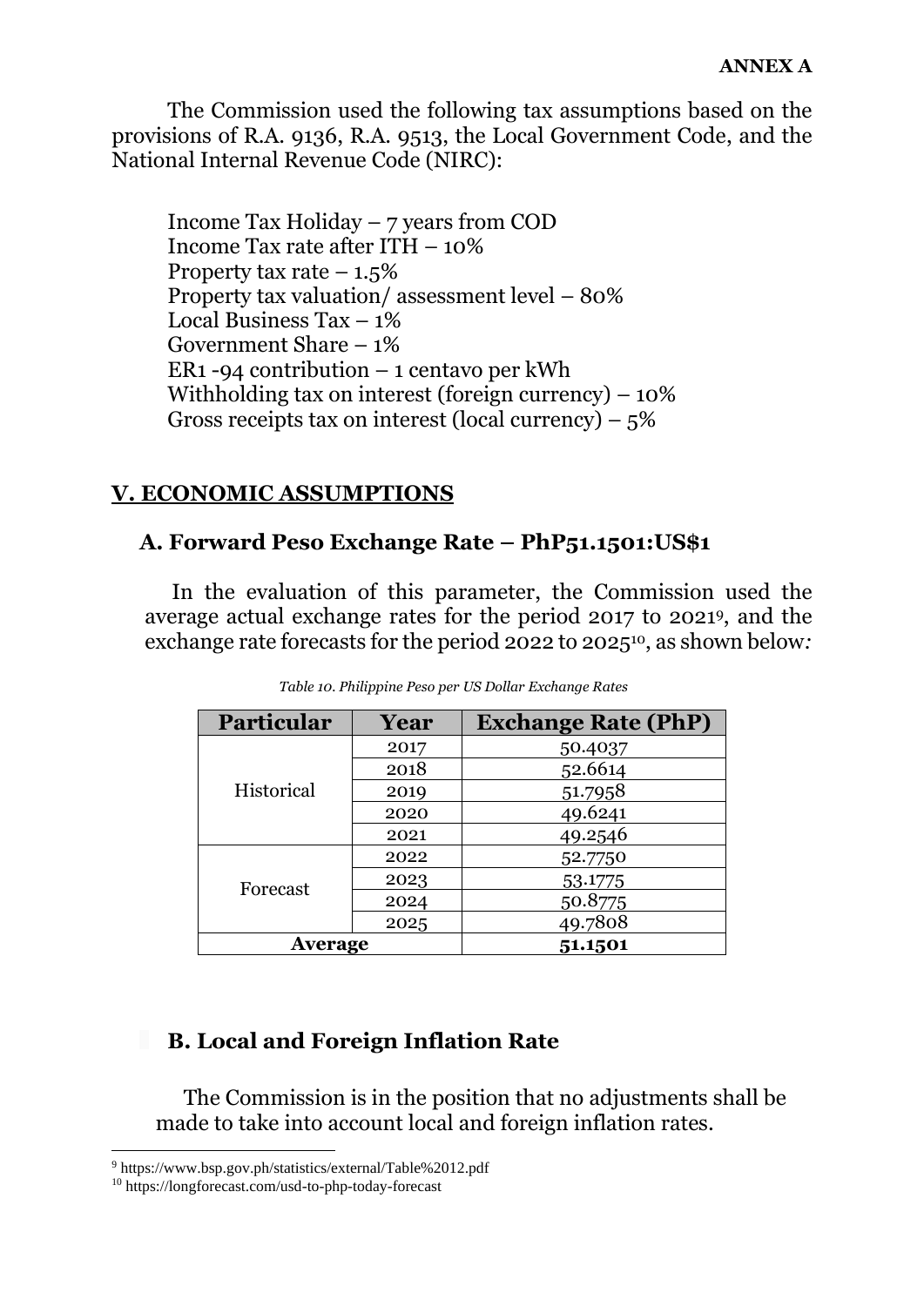**ANNEX A**

The Commission used the following tax assumptions based on the provisions of R.A. 9136, R.A. 9513, the Local Government Code, and the National Internal Revenue Code (NIRC):

Income Tax Holiday – 7 years from COD
Income Tax rate after ITH – 10%
Property tax rate – 1.5%
Property tax valuation/ assessment level – 80%
Local Business Tax – 1%
Government Share – 1%
ER1 -94 contribution – 1 centavo per kWh
Withholding tax on interest (foreign currency) – 10%
Gross receipts tax on interest (local currency) – 5%

## V. ECONOMIC ASSUMPTIONS

### A. Forward Peso Exchange Rate – PhP51.1501:US$1

In the evaluation of this parameter, the Commission used the average actual exchange rates for the period 2017 to 2021[9], and the exchange rate forecasts for the period 2022 to 2025[10], as shown below:

*Table 10. Philippine Peso per US Dollar Exchange Rates*

| Particular | Year | Exchange Rate (PhP) |
|---|---|---|
| Historical | 2017 | 50.4037 |
| | 2018 | 52.6614 |
| | 2019 | 51.7958 |
| | 2020 | 49.6241 |
| | 2021 | 49.2546 |
| Forecast | 2022 | 52.7750 |
| | 2023 | 53.1775 |
| | 2024 | 50.8775 |
| | 2025 | 49.7808 |
| **Average** | | **51.1501** |

### B. Local and Foreign Inflation Rate

The Commission is in the position that no adjustments shall be made to take into account local and foreign inflation rates.

[9] https://www.bsp.gov.ph/statistics/external/Table%2012.pdf
[10] https://longforecast.com/usd-to-php-today-forecast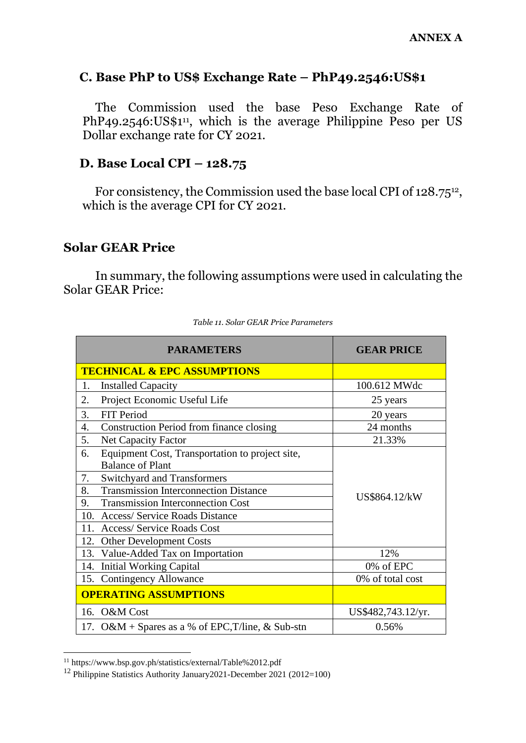## C. Base PhP to US$ Exchange Rate – PhP49.2546:US$1

The Commission used the base Peso Exchange Rate of PhP49.2546:US$1[11], which is the average Philippine Peso per US Dollar exchange rate for CY 2021.

## D. Base Local CPI – 128.75

For consistency, the Commission used the base local CPI of 128.75[12], which is the average CPI for CY 2021.

## Solar GEAR Price

In summary, the following assumptions were used in calculating the Solar GEAR Price:

*Table 11. Solar GEAR Price Parameters*

| PARAMETERS | GEAR PRICE |
|---|---|
| **TECHNICAL & EPC ASSUMPTIONS** | |
| 1. Installed Capacity | 100.612 MWdc |
| 2. Project Economic Useful Life | 25 years |
| 3. FIT Period | 20 years |
| 4. Construction Period from finance closing | 24 months |
| 5. Net Capacity Factor | 21.33% |
| 6. Equipment Cost, Transportation to project site, Balance of Plant | US$864.12/kW |
| 7. Switchyard and Transformers | |
| 8. Transmission Interconnection Distance | |
| 9. Transmission Interconnection Cost | |
| 10. Access/ Service Roads Distance | |
| 11. Access/ Service Roads Cost | |
| 12. Other Development Costs | |
| 13. Value-Added Tax on Importation | 12% |
| 14. Initial Working Capital | 0% of EPC |
| 15. Contingency Allowance | 0% of total cost |
| **OPERATING ASSUMPTIONS** | |
| 16. O&M Cost | US$482,743.12/yr. |
| 17. O&M + Spares as a % of EPC,T/line, & Sub-stn | 0.56% |

---

[11] https://www.bsp.gov.ph/statistics/external/Table%2012.pdf

[12] Philippine Statistics Authority January2021-December 2021 (2012=100)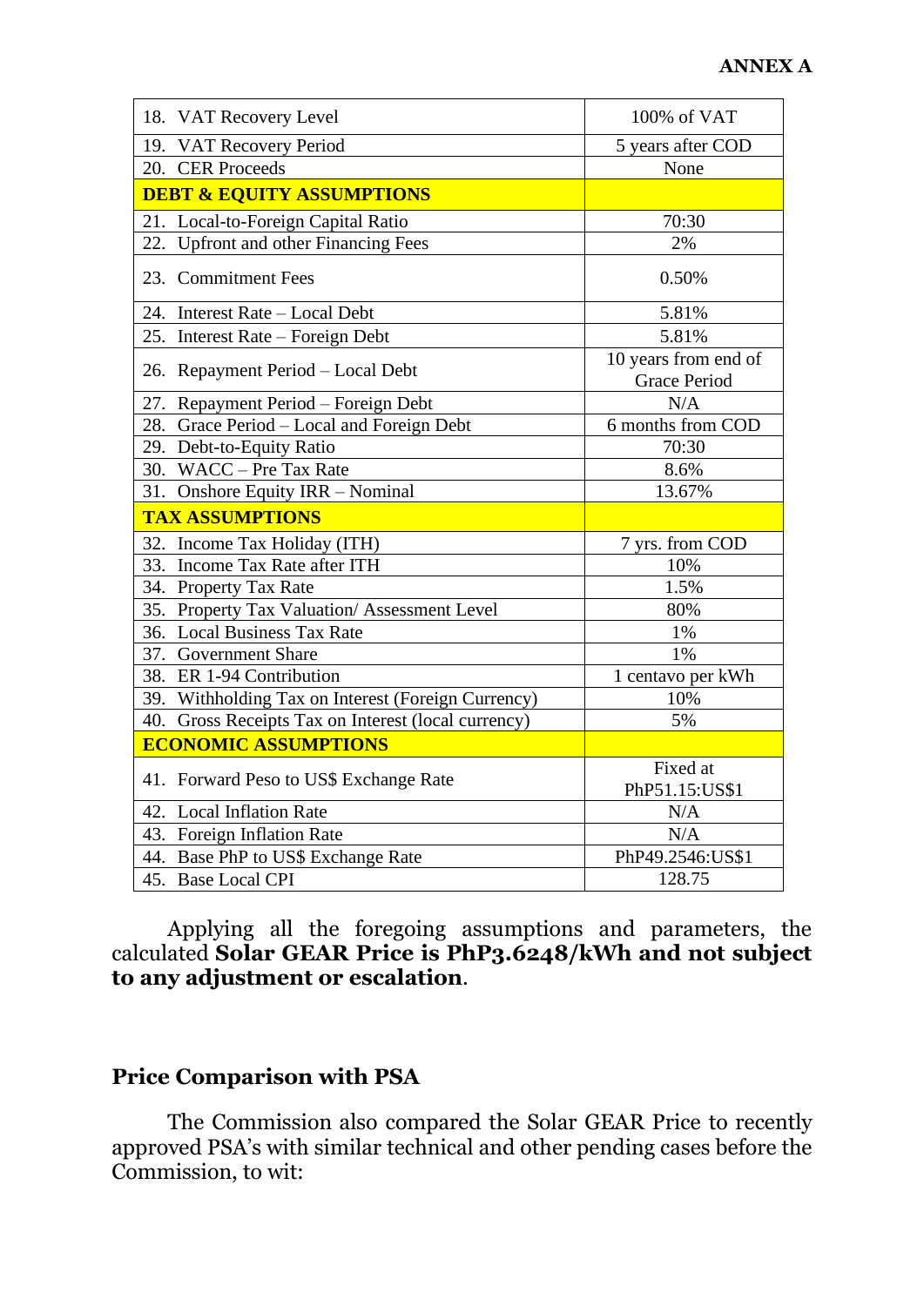**ANNEX A**

| | |
|---|---|
| 18. VAT Recovery Level | 100% of VAT |
| 19. VAT Recovery Period | 5 years after COD |
| 20. CER Proceeds | None |
| **DEBT & EQUITY ASSUMPTIONS** | |
| 21. Local-to-Foreign Capital Ratio | 70:30 |
| 22. Upfront and other Financing Fees | 2% |
| 23. Commitment Fees | 0.50% |
| 24. Interest Rate – Local Debt | 5.81% |
| 25. Interest Rate – Foreign Debt | 5.81% |
| 26. Repayment Period – Local Debt | 10 years from end of Grace Period |
| 27. Repayment Period – Foreign Debt | N/A |
| 28. Grace Period – Local and Foreign Debt | 6 months from COD |
| 29. Debt-to-Equity Ratio | 70:30 |
| 30. WACC – Pre Tax Rate | 8.6% |
| 31. Onshore Equity IRR – Nominal | 13.67% |
| **TAX ASSUMPTIONS** | |
| 32. Income Tax Holiday (ITH) | 7 yrs. from COD |
| 33. Income Tax Rate after ITH | 10% |
| 34. Property Tax Rate | 1.5% |
| 35. Property Tax Valuation/ Assessment Level | 80% |
| 36. Local Business Tax Rate | 1% |
| 37. Government Share | 1% |
| 38. ER 1-94 Contribution | 1 centavo per kWh |
| 39. Withholding Tax on Interest (Foreign Currency) | 10% |
| 40. Gross Receipts Tax on Interest (local currency) | 5% |
| **ECONOMIC ASSUMPTIONS** | |
| 41. Forward Peso to US$ Exchange Rate | Fixed at PhP51.15:US$1 |
| 42. Local Inflation Rate | N/A |
| 43. Foreign Inflation Rate | N/A |
| 44. Base PhP to US$ Exchange Rate | PhP49.2546:US$1 |
| 45. Base Local CPI | 128.75 |

Applying all the foregoing assumptions and parameters, the calculated **Solar GEAR Price is PhP3.6248/kWh and not subject to any adjustment or escalation**.

## Price Comparison with PSA

The Commission also compared the Solar GEAR Price to recently approved PSA's with similar technical and other pending cases before the Commission, to wit: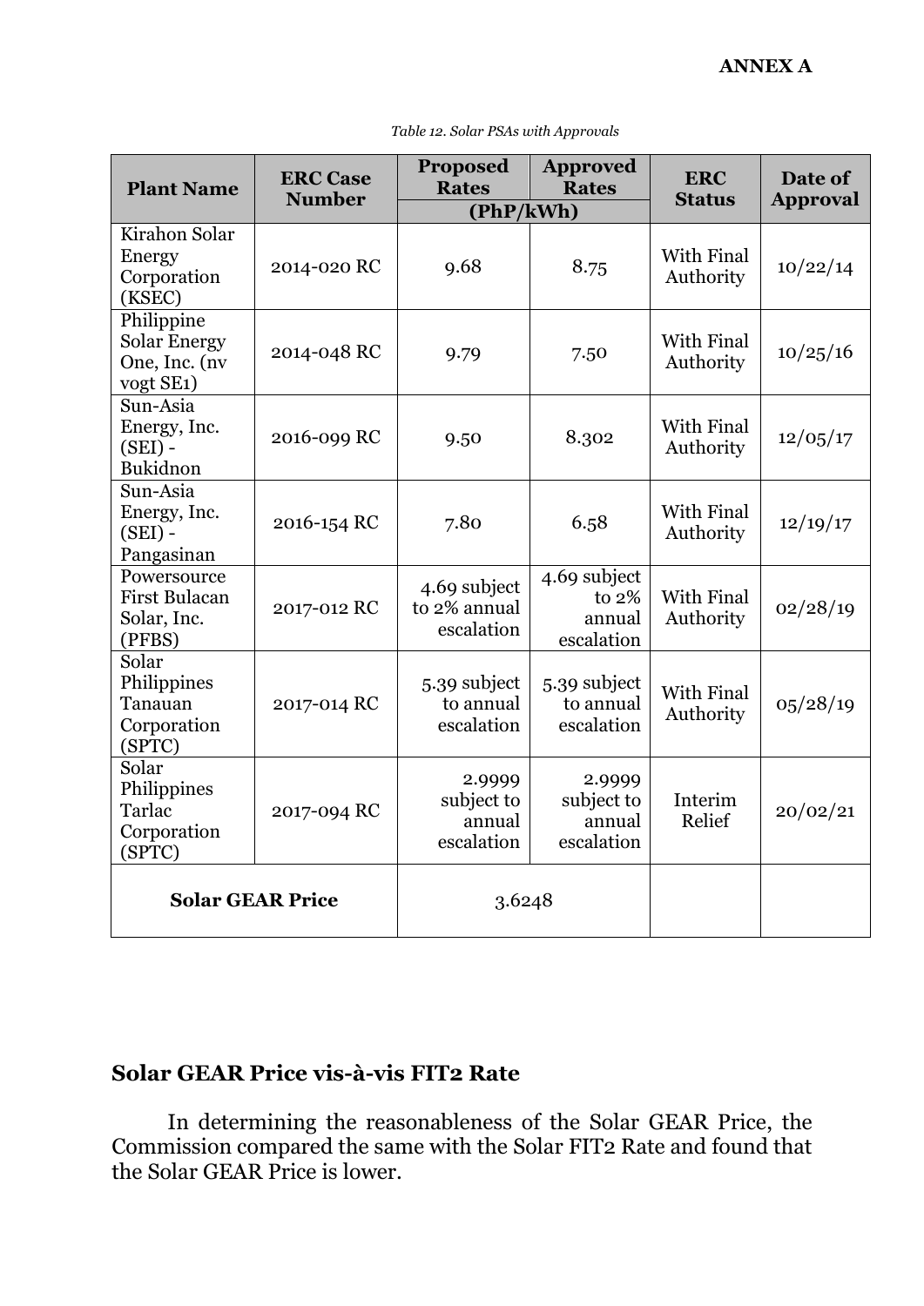**ANNEX A**

*Table 12. Solar PSAs with Approvals*

| Plant Name | ERC Case Number | Proposed Rates | Approved Rates | ERC Status | Date of Approval |
|---|---|---|---|---|---|
| | | (PhP/kWh) | | | |
| Kirahon Solar Energy Corporation (KSEC) | 2014-020 RC | 9.68 | 8.75 | With Final Authority | 10/22/14 |
| Philippine Solar Energy One, Inc. (nv vogt SE1) | 2014-048 RC | 9.79 | 7.50 | With Final Authority | 10/25/16 |
| Sun-Asia Energy, Inc. (SEI) - Bukidnon | 2016-099 RC | 9.50 | 8.302 | With Final Authority | 12/05/17 |
| Sun-Asia Energy, Inc. (SEI) - Pangasinan | 2016-154 RC | 7.80 | 6.58 | With Final Authority | 12/19/17 |
| Powersource First Bulacan Solar, Inc. (PFBS) | 2017-012 RC | 4.69 subject to 2% annual escalation | 4.69 subject to 2% annual escalation | With Final Authority | 02/28/19 |
| Solar Philippines Tanauan Corporation (SPTC) | 2017-014 RC | 5.39 subject to annual escalation | 5.39 subject to annual escalation | With Final Authority | 05/28/19 |
| Solar Philippines Tarlac Corporation (SPTC) | 2017-094 RC | 2.9999 subject to annual escalation | 2.9999 subject to annual escalation | Interim Relief | 20/02/21 |
| **Solar GEAR Price** | | 3.6248 | | | |

## Solar GEAR Price vis-à-vis FIT2 Rate

In determining the reasonableness of the Solar GEAR Price, the Commission compared the same with the Solar FIT2 Rate and found that the Solar GEAR Price is lower.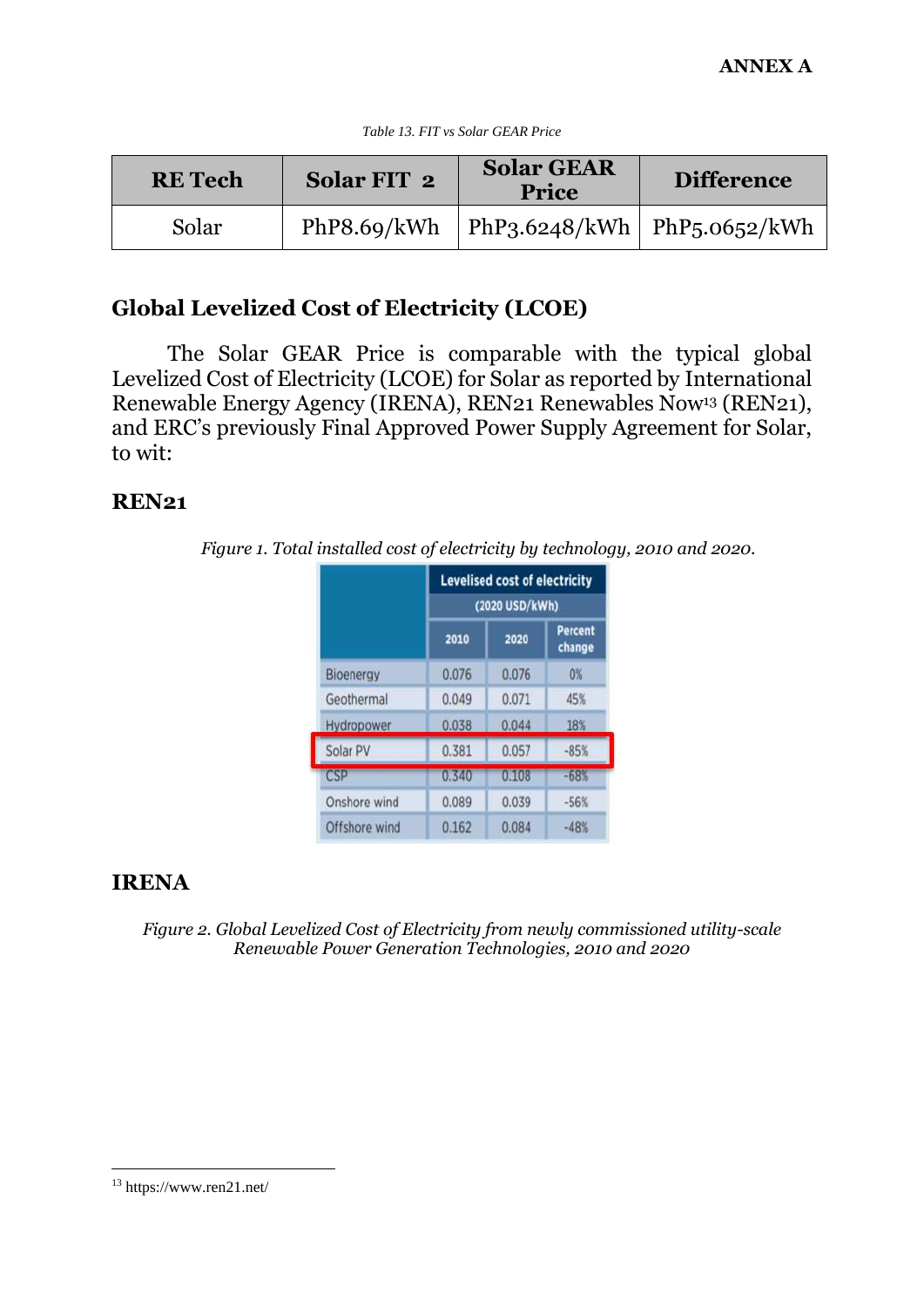**ANNEX A**

*Table 13. FIT vs Solar GEAR Price*

| RE Tech | Solar FIT 2 | Solar GEAR Price | Difference |
|---|---|---|---|
| Solar | PhP8.69/kWh | PhP3.6248/kWh | PhP5.0652/kWh |

## Global Levelized Cost of Electricity (LCOE)

The Solar GEAR Price is comparable with the typical global Levelized Cost of Electricity (LCOE) for Solar as reported by International Renewable Energy Agency (IRENA), REN21 Renewables Now[13] (REN21), and ERC's previously Final Approved Power Supply Agreement for Solar, to wit:

### REN21

*Figure 1. Total installed cost of electricity by technology, 2010 and 2020.*

| | Levelised cost of electricity (2020 USD/kWh) | | |
|---|---|---|---|
| | 2010 | 2020 | Percent change |
| Bioenergy | 0.076 | 0.076 | 0% |
| Geothermal | 0.049 | 0.071 | 45% |
| Hydropower | 0.038 | 0.044 | 18% |
| Solar PV | 0.381 | 0.057 | -85% |
| CSP | 0.340 | 0.108 | -68% |
| Onshore wind | 0.089 | 0.039 | -56% |
| Offshore wind | 0.162 | 0.084 | -48% |

### IRENA

*Figure 2. Global Levelized Cost of Electricity from newly commissioned utility-scale Renewable Power Generation Technologies, 2010 and 2020*

---

[13] https://www.ren21.net/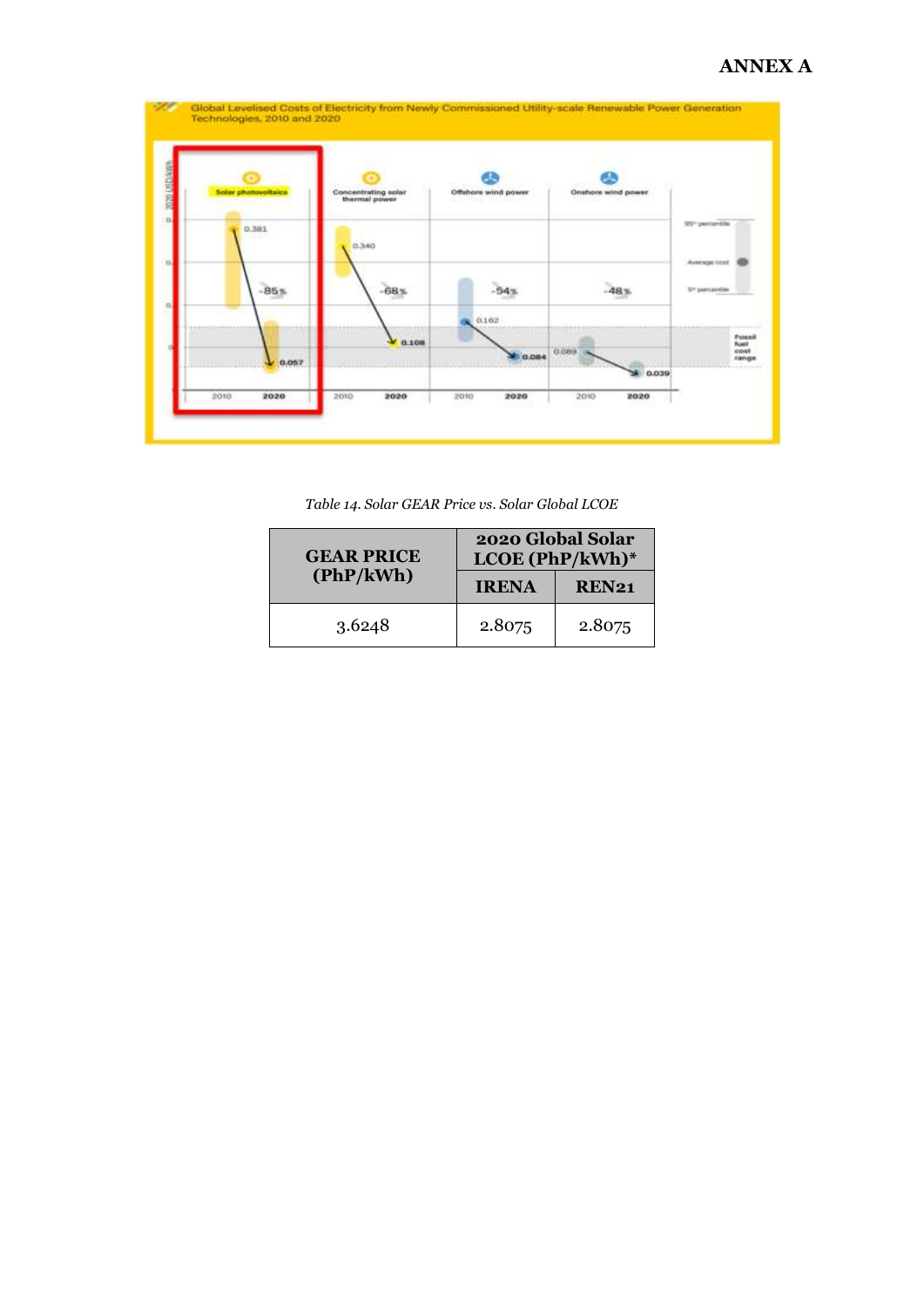# ANNEX A

Global Levelised Costs of Electricity from Newly Commissioned Utility-scale Renewable Power Generation Technologies, 2010 and 2020

2020 USD/kWh

Solar photovoltaics

0.381

-85%

0.057

Concentrating solar thermal power

0.340

-68%

0.108

Offshore wind power

0.162

-54%

0.084

Onshore wind power

0.089

-48%

0.039

95th percentile

Average cost

5th percentile

Fossil fuel cost range

2010 2020 2010 2020 2010 2020 2010 2020

*Table 14. Solar GEAR Price vs. Solar Global LCOE*

| GEAR PRICE (PhP/kWh) | 2020 Global Solar LCOE (PhP/kWh)* | |
|---|---|---|
| | IRENA | REN21 |
| 3.6248 | 2.8075 | 2.8075 |